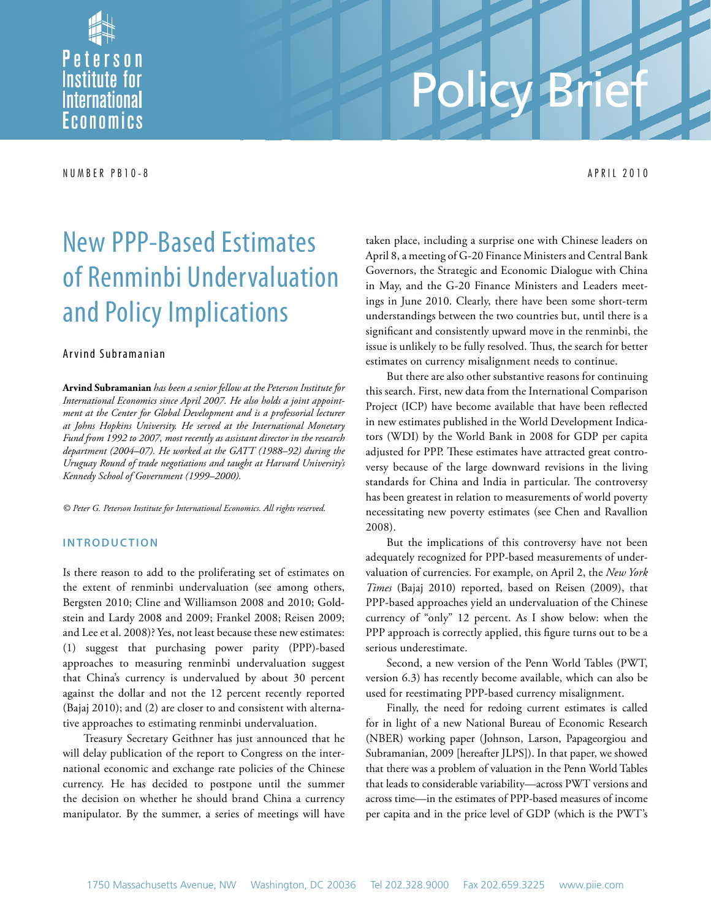Peterson Institute for International Economics

# Policy Brief

NUMBER PB10-8 APRIL 2010

# New PPP-Based Estimates of Renminbi Undervaluation and Policy Implications

Arvind Subramanian

**Arvind Subramanian** *has been a senior fellow at the Peterson Institute for International Economics since April 2007. He also holds a joint appointment at the Center for Global Development and is a professorial lecturer at Johns Hopkins University. He served at the International Monetary Fund from 1992 to 2007, most recently as assistant director in the research department (2004–07). He worked at the GATT (1988–92) during the Uruguay Round of trade negotiations and taught at Harvard University's Kennedy School of Government (1999–2000).*

*© Peter G. Peterson Institute for International Economics. All rights reserved.*

## INTRODUCTION

Is there reason to add to the proliferating set of estimates on the extent of renminbi undervaluation (see among others, Bergsten 2010; Cline and Williamson 2008 and 2010; Goldstein and Lardy 2008 and 2009; Frankel 2008; Reisen 2009; and Lee et al. 2008)? Yes, not least because these new estimates: (1) suggest that purchasing power parity (PPP)-based approaches to measuring renminbi undervaluation suggest that China's currency is undervalued by about 30 percent against the dollar and not the 12 percent recently reported (Bajaj 2010); and (2) are closer to and consistent with alternative approaches to estimating renminbi undervaluation.

Treasury Secretary Geithner has just announced that he will delay publication of the report to Congress on the international economic and exchange rate policies of the Chinese currency. He has decided to postpone until the summer the decision on whether he should brand China a currency manipulator. By the summer, a series of meetings will have taken place, including a surprise one with Chinese leaders on April 8, a meeting of G-20 Finance Ministers and Central Bank Governors, the Strategic and Economic Dialogue with China in May, and the G-20 Finance Ministers and Leaders meetings in June 2010. Clearly, there have been some short-term understandings between the two countries but, until there is a significant and consistently upward move in the renminbi, the issue is unlikely to be fully resolved. Thus, the search for better estimates on currency misalignment needs to continue.

But there are also other substantive reasons for continuing this search. First, new data from the International Comparison Project (ICP) have become available that have been reflected in new estimates published in the World Development Indicators (WDI) by the World Bank in 2008 for GDP per capita adjusted for PPP. These estimates have attracted great controversy because of the large downward revisions in the living standards for China and India in particular. The controversy has been greatest in relation to measurements of world poverty necessitating new poverty estimates (see Chen and Ravallion 2008).

But the implications of this controversy have not been adequately recognized for PPP-based measurements of undervaluation of currencies. For example, on April 2, the *New York Times* (Bajaj 2010) reported, based on Reisen (2009), that PPP-based approaches yield an undervaluation of the Chinese currency of "only" 12 percent. As I show below: when the PPP approach is correctly applied, this figure turns out to be a serious underestimate.

Second, a new version of the Penn World Tables (PWT, version 6.3) has recently become available, which can also be used for reestimating PPP-based currency misalignment.

Finally, the need for redoing current estimates is called for in light of a new National Bureau of Economic Research (NBER) working paper (Johnson, Larson, Papageorgiou and Subramanian, 2009 [hereafter JLPS]). In that paper, we showed that there was a problem of valuation in the Penn World Tables that leads to considerable variability—across PWT versions and across time—in the estimates of PPP-based measures of income per capita and in the price level of GDP (which is the PWT's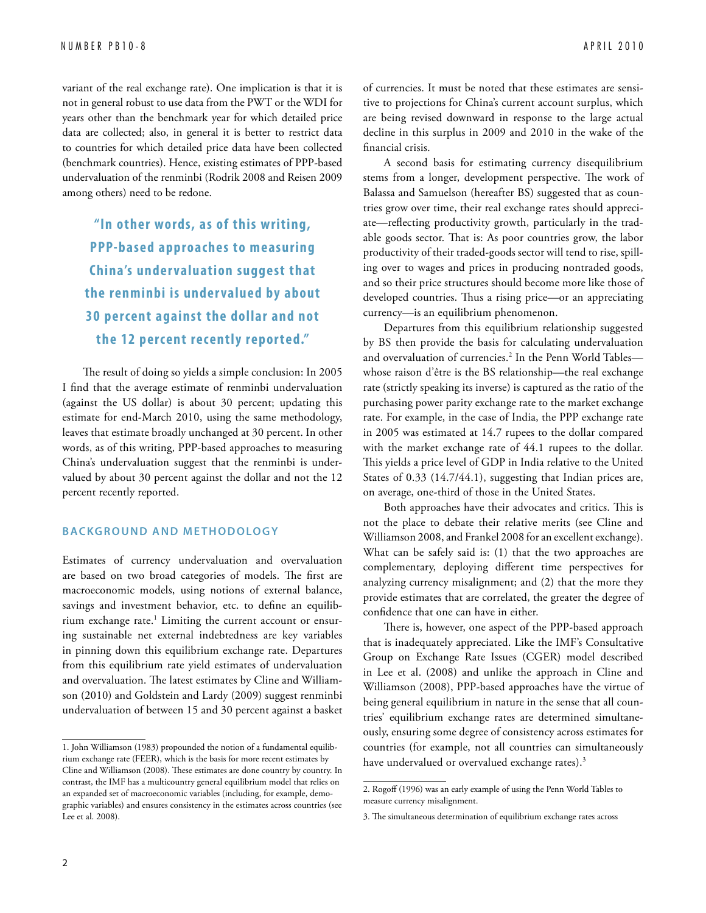variant of the real exchange rate). One implication is that it is not in general robust to use data from the PWT or the WDI for years other than the benchmark year for which detailed price data are collected; also, in general it is better to restrict data to countries for which detailed price data have been collected (benchmark countries). Hence, existing estimates of PPP-based undervaluation of the renminbi (Rodrik 2008 and Reisen 2009 among others) need to be redone.

> **"In other words, as of this writing, PPP-based approaches to measuring China's undervaluation suggest that the renminbi is undervalued by about 30 percent against the dollar and not the 12 percent recently reported."**

The result of doing so yields a simple conclusion: In 2005 I find that the average estimate of renminbi undervaluation (against the US dollar) is about 30 percent; updating this estimate for end-March 2010, using the same methodology, leaves that estimate broadly unchanged at 30 percent. In other words, as of this writing, PPP-based approaches to measuring China's undervaluation suggest that the renminbi is undervalued by about 30 percent against the dollar and not the 12 percent recently reported.

## BACKGROUND AND METHODOLOGY

Estimates of currency undervaluation and overvaluation are based on two broad categories of models. The first are macroeconomic models, using notions of external balance, savings and investment behavior, etc. to define an equilibrium exchange rate.[1] Limiting the current account or ensuring sustainable net external indebtedness are key variables in pinning down this equilibrium exchange rate. Departures from this equilibrium rate yield estimates of undervaluation and overvaluation. The latest estimates by Cline and Williamson (2010) and Goldstein and Lardy (2009) suggest renminbi undervaluation of between 15 and 30 percent against a basket of currencies. It must be noted that these estimates are sensitive to projections for China's current account surplus, which are being revised downward in response to the large actual decline in this surplus in 2009 and 2010 in the wake of the financial crisis.

A second basis for estimating currency disequilibrium stems from a longer, development perspective. The work of Balassa and Samuelson (hereafter BS) suggested that as countries grow over time, their real exchange rates should appreciate—reflecting productivity growth, particularly in the tradable goods sector. That is: As poor countries grow, the labor productivity of their traded-goods sector will tend to rise, spilling over to wages and prices in producing nontraded goods, and so their price structures should become more like those of developed countries. Thus a rising price—or an appreciating currency—is an equilibrium phenomenon.

Departures from this equilibrium relationship suggested by BS then provide the basis for calculating undervaluation and overvaluation of currencies.[2] In the Penn World Tables—whose raison d'être is the BS relationship—the real exchange rate (strictly speaking its inverse) is captured as the ratio of the purchasing power parity exchange rate to the market exchange rate. For example, in the case of India, the PPP exchange rate in 2005 was estimated at 14.7 rupees to the dollar compared with the market exchange rate of 44.1 rupees to the dollar. This yields a price level of GDP in India relative to the United States of 0.33 (14.7/44.1), suggesting that Indian prices are, on average, one-third of those in the United States.

Both approaches have their advocates and critics. This is not the place to debate their relative merits (see Cline and Williamson 2008, and Frankel 2008 for an excellent exchange). What can be safely said is: (1) that the two approaches are complementary, deploying different time perspectives for analyzing currency misalignment; and (2) that the more they provide estimates that are correlated, the greater the degree of confidence that one can have in either.

There is, however, one aspect of the PPP-based approach that is inadequately appreciated. Like the IMF's Consultative Group on Exchange Rate Issues (CGER) model described in Lee et al. (2008) and unlike the approach in Cline and Williamson (2008), PPP-based approaches have the virtue of being general equilibrium in nature in the sense that all countries' equilibrium exchange rates are determined simultaneously, ensuring some degree of consistency across estimates for countries (for example, not all countries can simultaneously have undervalued or overvalued exchange rates).[3]

---

1. John Williamson (1983) propounded the notion of a fundamental equilibrium exchange rate (FEER), which is the basis for more recent estimates by Cline and Williamson (2008). These estimates are done country by country. In contrast, the IMF has a multicountry general equilibrium model that relies on an expanded set of macroeconomic variables (including, for example, demographic variables) and ensures consistency in the estimates across countries (see Lee et al. 2008).

2. Rogoff (1996) was an early example of using the Penn World Tables to measure currency misalignment.

3. The simultaneous determination of equilibrium exchange rates across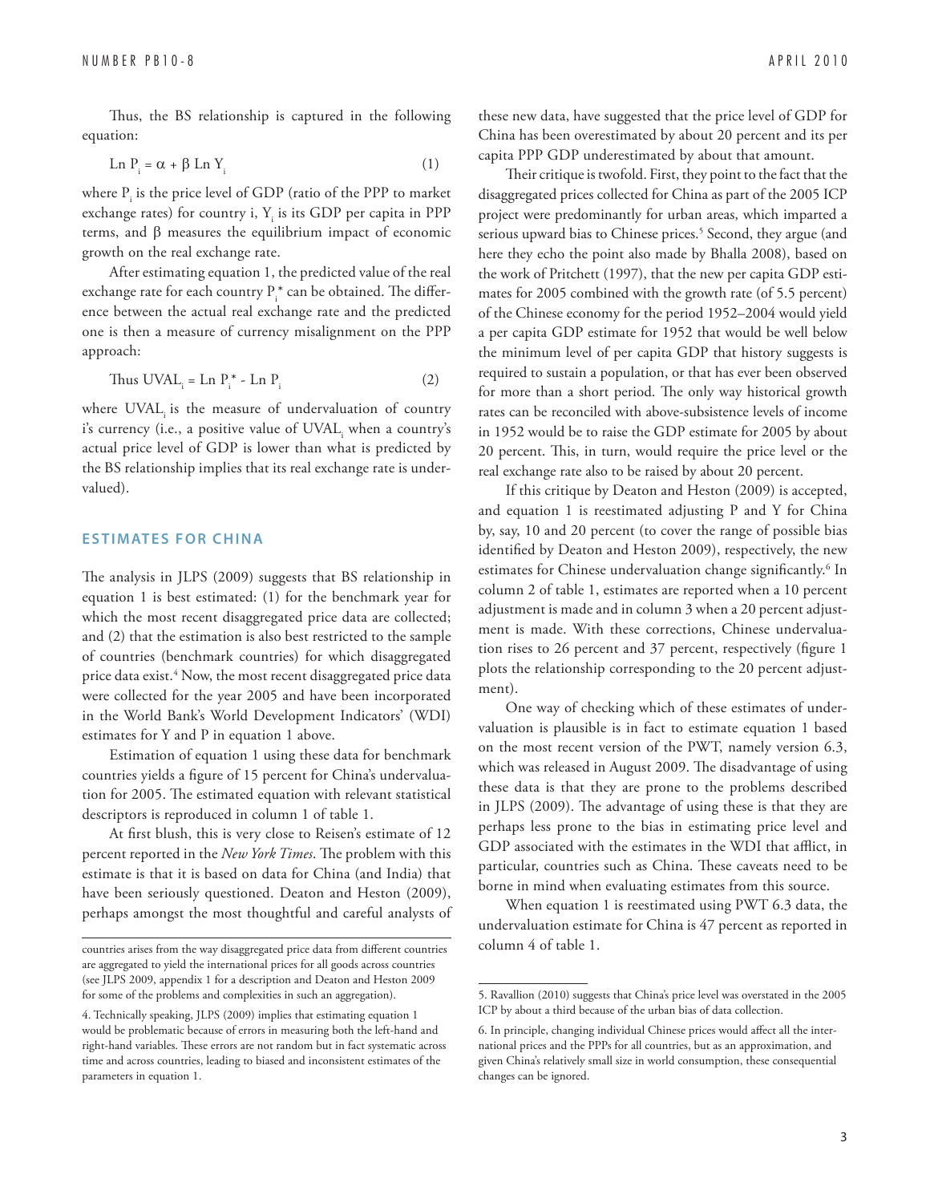Thus, the BS relationship is captured in the following equation:

$$\text{Ln } P_i = \alpha + \beta \text{ Ln } Y_i \quad (1)$$

where $P_i$ is the price level of GDP (ratio of the PPP to market exchange rates) for country i, $Y_i$ is its GDP per capita in PPP terms, and $\beta$ measures the equilibrium impact of economic growth on the real exchange rate.

After estimating equation 1, the predicted value of the real exchange rate for each country $P_i^*$ can be obtained. The difference between the actual real exchange rate and the predicted one is then a measure of currency misalignment on the PPP approach:

$$\text{Thus UVAL}_i = \text{Ln } P_i^* - \text{Ln } P_i \quad (2)$$

where $UVAL_i$ is the measure of undervaluation of country i's currency (i.e., a positive value of $UVAL_i$ when a country's actual price level of GDP is lower than what is predicted by the BS relationship implies that its real exchange rate is undervalued).

## ESTIMATES FOR CHINA

The analysis in JLPS (2009) suggests that BS relationship in equation 1 is best estimated: (1) for the benchmark year for which the most recent disaggregated price data are collected; and (2) that the estimation is also best restricted to the sample of countries (benchmark countries) for which disaggregated price data exist.[4] Now, the most recent disaggregated price data were collected for the year 2005 and have been incorporated in the World Bank's World Development Indicators' (WDI) estimates for Y and P in equation 1 above.

Estimation of equation 1 using these data for benchmark countries yields a figure of 15 percent for China's undervaluation for 2005. The estimated equation with relevant statistical descriptors is reproduced in column 1 of table 1.

At first blush, this is very close to Reisen's estimate of 12 percent reported in the *New York Times*. The problem with this estimate is that it is based on data for China (and India) that have been seriously questioned. Deaton and Heston (2009), perhaps amongst the most thoughtful and careful analysts of these new data, have suggested that the price level of GDP for China has been overestimated by about 20 percent and its per capita PPP GDP underestimated by about that amount.

Their critique is twofold. First, they point to the fact that the disaggregated prices collected for China as part of the 2005 ICP project were predominantly for urban areas, which imparted a serious upward bias to Chinese prices.[5] Second, they argue (and here they echo the point also made by Bhalla 2008), based on the work of Pritchett (1997), that the new per capita GDP estimates for 2005 combined with the growth rate (of 5.5 percent) of the Chinese economy for the period 1952–2004 would yield a per capita GDP estimate for 1952 that would be well below the minimum level of per capita GDP that history suggests is required to sustain a population, or that has ever been observed for more than a short period. The only way historical growth rates can be reconciled with above-subsistence levels of income in 1952 would be to raise the GDP estimate for 2005 by about 20 percent. This, in turn, would require the price level or the real exchange rate also to be raised by about 20 percent.

If this critique by Deaton and Heston (2009) is accepted, and equation 1 is reestimated adjusting P and Y for China by, say, 10 and 20 percent (to cover the range of possible bias identified by Deaton and Heston 2009), respectively, the new estimates for Chinese undervaluation change significantly.[6] In column 2 of table 1, estimates are reported when a 10 percent adjustment is made and in column 3 when a 20 percent adjustment is made. With these corrections, Chinese undervaluation rises to 26 percent and 37 percent, respectively (figure 1 plots the relationship corresponding to the 20 percent adjustment).

One way of checking which of these estimates of undervaluation is plausible is in fact to estimate equation 1 based on the most recent version of the PWT, namely version 6.3, which was released in August 2009. The disadvantage of using these data is that they are prone to the problems described in JLPS (2009). The advantage of using these is that they are perhaps less prone to the bias in estimating price level and GDP associated with the estimates in the WDI that afflict, in particular, countries such as China. These caveats need to be borne in mind when evaluating estimates from this source.

When equation 1 is reestimated using PWT 6.3 data, the undervaluation estimate for China is 47 percent as reported in column 4 of table 1.

---

countries arises from the way disaggregated price data from different countries are aggregated to yield the international prices for all goods across countries (see JLPS 2009, appendix 1 for a description and Deaton and Heston 2009 for some of the problems and complexities in such an aggregation).

4. Technically speaking, JLPS (2009) implies that estimating equation 1 would be problematic because of errors in measuring both the left-hand and right-hand variables. These errors are not random but in fact systematic across time and across countries, leading to biased and inconsistent estimates of the parameters in equation 1.

5. Ravallion (2010) suggests that China's price level was overstated in the 2005 ICP by about a third because of the urban bias of data collection.

6. In principle, changing individual Chinese prices would affect all the international prices and the PPPs for all countries, but as an approximation, and given China's relatively small size in world consumption, these consequential changes can be ignored.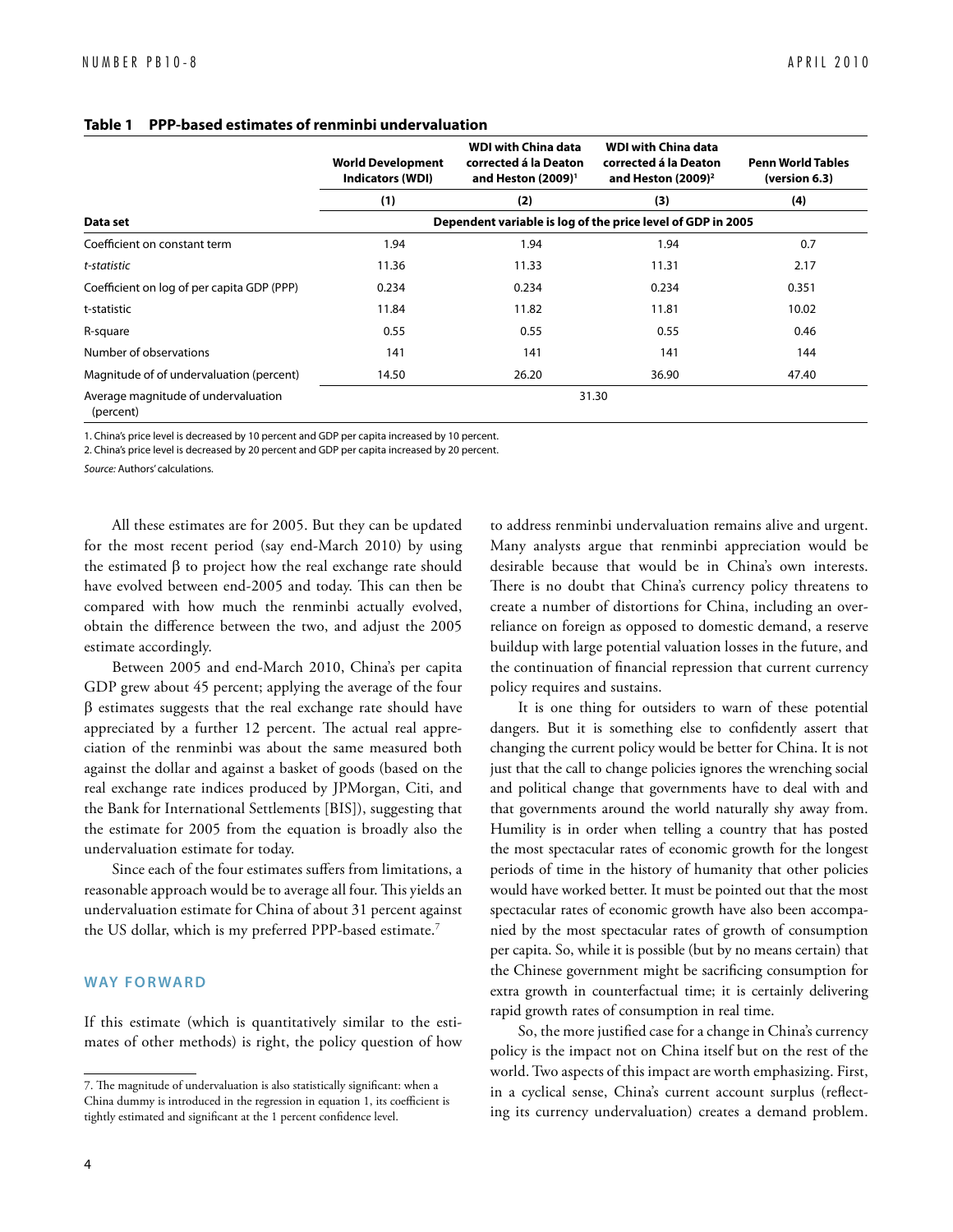**Table 1 PPP-based estimates of renminbi undervaluation**

| | World Development Indicators (WDI) | WDI with China data corrected á la Deaton and Heston (2009)[1] | WDI with China data corrected á la Deaton and Heston (2009)[2] | Penn World Tables (version 6.3) |
|---|---|---|---|---|
| | (1) | (2) | (3) | (4) |
| **Data set** | **Dependent variable is log of the price level of GDP in 2005** | | | |
| Coefficient on constant term | 1.94 | 1.94 | 1.94 | 0.7 |
| *t-statistic* | 11.36 | 11.33 | 11.31 | 2.17 |
| Coefficient on log of per capita GDP (PPP) | 0.234 | 0.234 | 0.234 | 0.351 |
| t-statistic | 11.84 | 11.82 | 11.81 | 10.02 |
| R-square | 0.55 | 0.55 | 0.55 | 0.46 |
| Number of observations | 141 | 141 | 141 | 144 |
| Magnitude of of undervaluation (percent) | 14.50 | 26.20 | 36.90 | 47.40 |
| Average magnitude of undervaluation (percent) | 31.30 | | | |

1. China's price level is decreased by 10 percent and GDP per capita increased by 10 percent.

2. China's price level is decreased by 20 percent and GDP per capita increased by 20 percent.

*Source:* Authors' calculations.

All these estimates are for 2005. But they can be updated for the most recent period (say end-March 2010) by using the estimated $\beta$ to project how the real exchange rate should have evolved between end-2005 and today. This can then be compared with how much the renminbi actually evolved, obtain the difference between the two, and adjust the 2005 estimate accordingly.

Between 2005 and end-March 2010, China's per capita GDP grew about 45 percent; applying the average of the four $\beta$ estimates suggests that the real exchange rate should have appreciated by a further 12 percent. The actual real appreciation of the renminbi was about the same measured both against the dollar and against a basket of goods (based on the real exchange rate indices produced by JPMorgan, Citi, and the Bank for International Settlements [BIS]), suggesting that the estimate for 2005 from the equation is broadly also the undervaluation estimate for today.

Since each of the four estimates suffers from limitations, a reasonable approach would be to average all four. This yields an undervaluation estimate for China of about 31 percent against the US dollar, which is my preferred PPP-based estimate.[7]

## WAY FORWARD

If this estimate (which is quantitatively similar to the estimates of other methods) is right, the policy question of how to address renminbi undervaluation remains alive and urgent. Many analysts argue that renminbi appreciation would be desirable because that would be in China's own interests. There is no doubt that China's currency policy threatens to create a number of distortions for China, including an over-reliance on foreign as opposed to domestic demand, a reserve buildup with large potential valuation losses in the future, and the continuation of financial repression that current currency policy requires and sustains.

It is one thing for outsiders to warn of these potential dangers. But it is something else to confidently assert that changing the current policy would be better for China. It is not just that the call to change policies ignores the wrenching social and political change that governments have to deal with and that governments around the world naturally shy away from. Humility is in order when telling a country that has posted the most spectacular rates of economic growth for the longest periods of time in the history of humanity that other policies would have worked better. It must be pointed out that the most spectacular rates of economic growth have also been accompanied by the most spectacular rates of growth of consumption per capita. So, while it is possible (but by no means certain) that the Chinese government might be sacrificing consumption for extra growth in counterfactual time; it is certainly delivering rapid growth rates of consumption in real time.

So, the more justified case for a change in China's currency policy is the impact not on China itself but on the rest of the world. Two aspects of this impact are worth emphasizing. First, in a cyclical sense, China's current account surplus (reflecting its currency undervaluation) creates a demand problem.

7. The magnitude of undervaluation is also statistically significant: when a China dummy is introduced in the regression in equation 1, its coefficient is tightly estimated and significant at the 1 percent confidence level.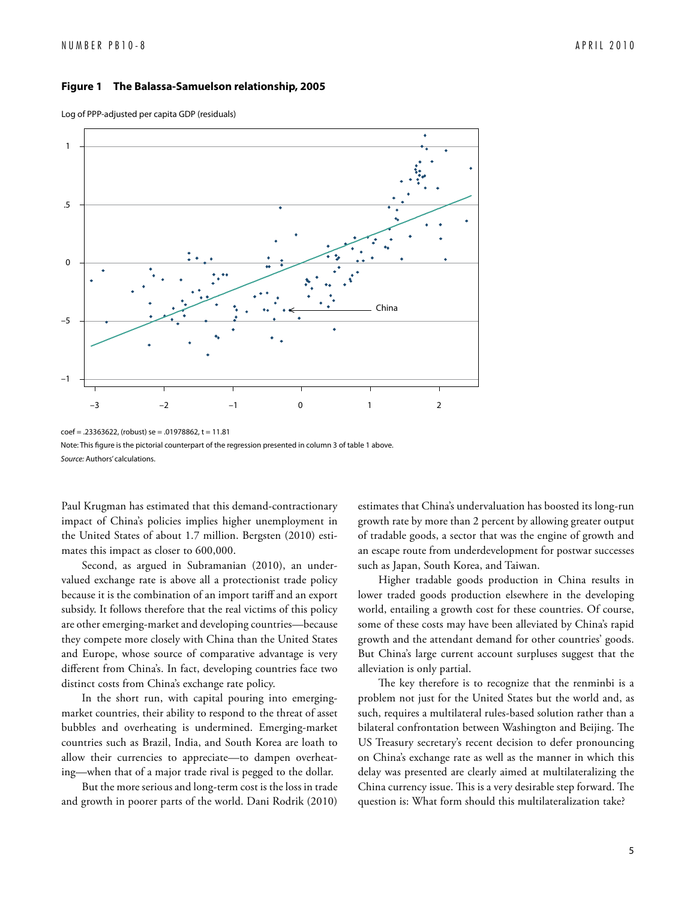**Figure 1 The Balassa-Samuelson relationship, 2005**

Log of PPP-adjusted per capita GDP (residuals)

1

.5

0

–5

–1

–3 –2 –1 0 1 2

China

coef = .23363622, (robust) se = .01978862, t = 11.81

Note: This figure is the pictorial counterpart of the regression presented in column 3 of table 1 above.

*Source:* Authors' calculations.

Paul Krugman has estimated that this demand-contractionary impact of China's policies implies higher unemployment in the United States of about 1.7 million. Bergsten (2010) estimates this impact as closer to 600,000.

Second, as argued in Subramanian (2010), an undervalued exchange rate is above all a protectionist trade policy because it is the combination of an import tariff and an export subsidy. It follows therefore that the real victims of this policy are other emerging-market and developing countries—because they compete more closely with China than the United States and Europe, whose source of comparative advantage is very different from China's. In fact, developing countries face two distinct costs from China's exchange rate policy.

In the short run, with capital pouring into emerging-market countries, their ability to respond to the threat of asset bubbles and overheating is undermined. Emerging-market countries such as Brazil, India, and South Korea are loath to allow their currencies to appreciate—to dampen overheating—when that of a major trade rival is pegged to the dollar.

But the more serious and long-term cost is the loss in trade and growth in poorer parts of the world. Dani Rodrik (2010) estimates that China's undervaluation has boosted its long-run growth rate by more than 2 percent by allowing greater output of tradable goods, a sector that was the engine of growth and an escape route from underdevelopment for postwar successes such as Japan, South Korea, and Taiwan.

Higher tradable goods production in China results in lower traded goods production elsewhere in the developing world, entailing a growth cost for these countries. Of course, some of these costs may have been alleviated by China's rapid growth and the attendant demand for other countries' goods. But China's large current account surpluses suggest that the alleviation is only partial.

The key therefore is to recognize that the renminbi is a problem not just for the United States but the world and, as such, requires a multilateral rules-based solution rather than a bilateral confrontation between Washington and Beijing. The US Treasury secretary's recent decision to defer pronouncing on China's exchange rate as well as the manner in which this delay was presented are clearly aimed at multilateralizing the China currency issue. This is a very desirable step forward. The question is: What form should this multilateralization take?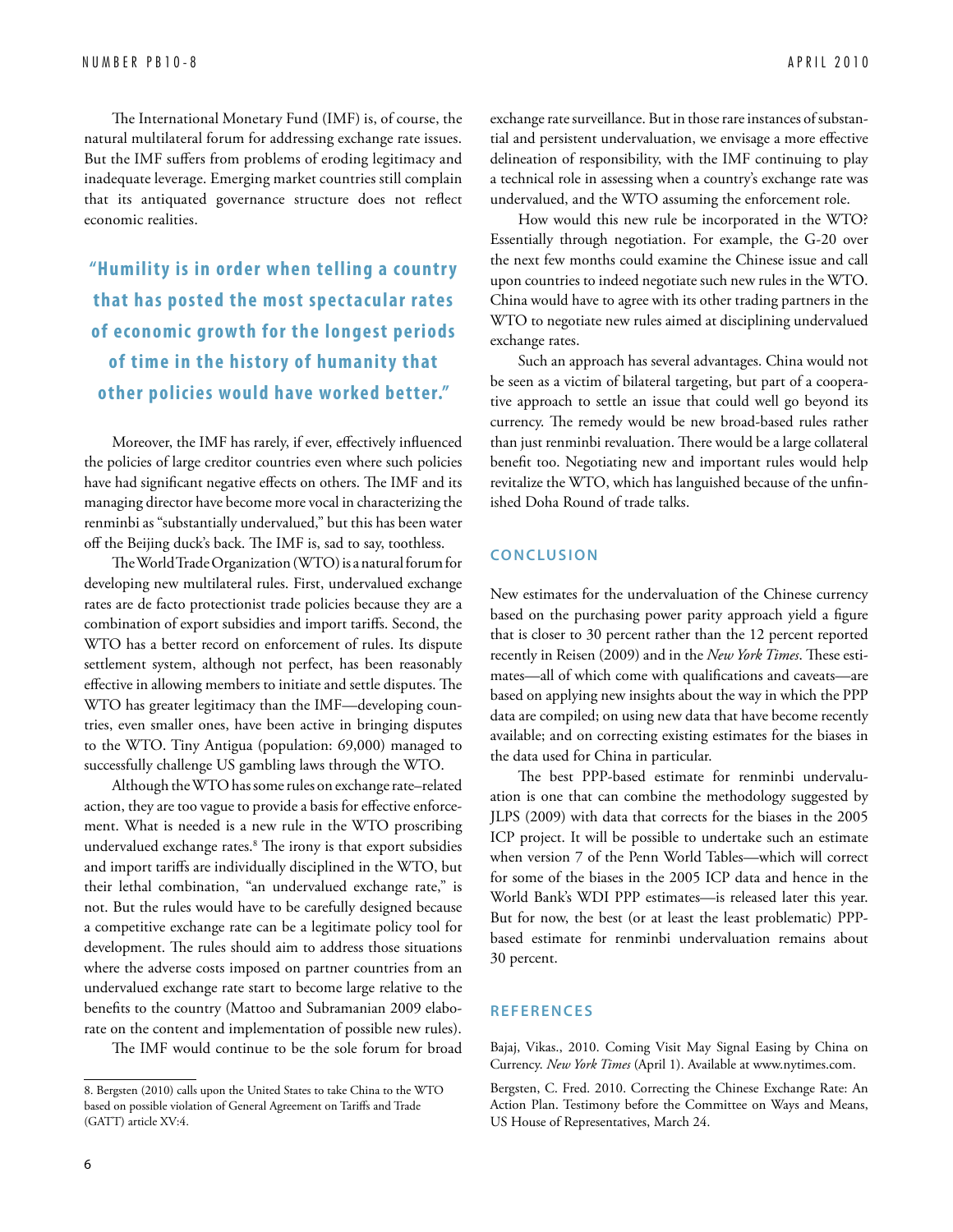The International Monetary Fund (IMF) is, of course, the natural multilateral forum for addressing exchange rate issues. But the IMF suffers from problems of eroding legitimacy and inadequate leverage. Emerging market countries still complain that its antiquated governance structure does not reflect economic realities.

> **"Humility is in order when telling a country that has posted the most spectacular rates of economic growth for the longest periods of time in the history of humanity that other policies would have worked better."**

Moreover, the IMF has rarely, if ever, effectively influenced the policies of large creditor countries even where such policies have had significant negative effects on others. The IMF and its managing director have become more vocal in characterizing the renminbi as "substantially undervalued," but this has been water off the Beijing duck's back. The IMF is, sad to say, toothless.

The World Trade Organization (WTO) is a natural forum for developing new multilateral rules. First, undervalued exchange rates are de facto protectionist trade policies because they are a combination of export subsidies and import tariffs. Second, the WTO has a better record on enforcement of rules. Its dispute settlement system, although not perfect, has been reasonably effective in allowing members to initiate and settle disputes. The WTO has greater legitimacy than the IMF—developing countries, even smaller ones, have been active in bringing disputes to the WTO. Tiny Antigua (population: 69,000) managed to successfully challenge US gambling laws through the WTO.

Although the WTO has some rules on exchange rate–related action, they are too vague to provide a basis for effective enforcement. What is needed is a new rule in the WTO proscribing undervalued exchange rates.[8] The irony is that export subsidies and import tariffs are individually disciplined in the WTO, but their lethal combination, "an undervalued exchange rate," is not. But the rules would have to be carefully designed because a competitive exchange rate can be a legitimate policy tool for development. The rules should aim to address those situations where the adverse costs imposed on partner countries from an undervalued exchange rate start to become large relative to the benefits to the country (Mattoo and Subramanian 2009 elaborate on the content and implementation of possible new rules).

The IMF would continue to be the sole forum for broad exchange rate surveillance. But in those rare instances of substantial and persistent undervaluation, we envisage a more effective delineation of responsibility, with the IMF continuing to play a technical role in assessing when a country's exchange rate was undervalued, and the WTO assuming the enforcement role.

How would this new rule be incorporated in the WTO? Essentially through negotiation. For example, the G-20 over the next few months could examine the Chinese issue and call upon countries to indeed negotiate such new rules in the WTO. China would have to agree with its other trading partners in the WTO to negotiate new rules aimed at disciplining undervalued exchange rates.

Such an approach has several advantages. China would not be seen as a victim of bilateral targeting, but part of a cooperative approach to settle an issue that could well go beyond its currency. The remedy would be new broad-based rules rather than just renminbi revaluation. There would be a large collateral benefit too. Negotiating new and important rules would help revitalize the WTO, which has languished because of the unfinished Doha Round of trade talks.

## CONCLUSION

New estimates for the undervaluation of the Chinese currency based on the purchasing power parity approach yield a figure that is closer to 30 percent rather than the 12 percent reported recently in Reisen (2009) and in the *New York Times*. These estimates—all of which come with qualifications and caveats—are based on applying new insights about the way in which the PPP data are compiled; on using new data that have become recently available; and on correcting existing estimates for the biases in the data used for China in particular.

The best PPP-based estimate for renminbi undervaluation is one that can combine the methodology suggested by JLPS (2009) with data that corrects for the biases in the 2005 ICP project. It will be possible to undertake such an estimate when version 7 of the Penn World Tables—which will correct for some of the biases in the 2005 ICP data and hence in the World Bank's WDI PPP estimates—is released later this year. But for now, the best (or at least the least problematic) PPP-based estimate for renminbi undervaluation remains about 30 percent.

## REFERENCES

Bajaj, Vikas., 2010. Coming Visit May Signal Easing by China on Currency. *New York Times* (April 1). Available at www.nytimes.com.

Bergsten, C. Fred. 2010. Correcting the Chinese Exchange Rate: An Action Plan. Testimony before the Committee on Ways and Means, US House of Representatives, March 24.

---

8. Bergsten (2010) calls upon the United States to take China to the WTO based on possible violation of General Agreement on Tariffs and Trade (GATT) article XV:4.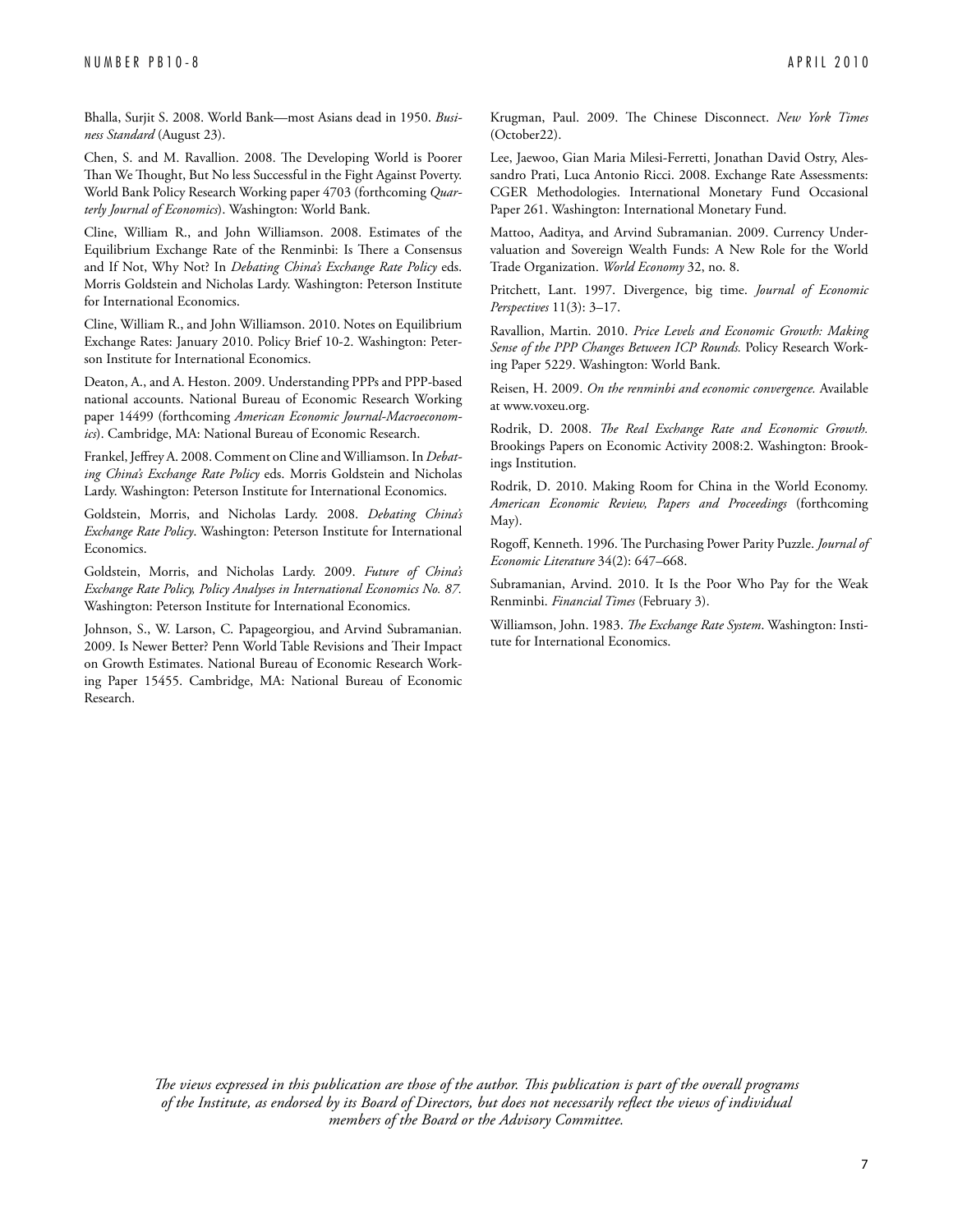Bhalla, Surjit S. 2008. World Bank—most Asians dead in 1950. *Business Standard* (August 23).

Chen, S. and M. Ravallion. 2008. The Developing World is Poorer Than We Thought, But No less Successful in the Fight Against Poverty. World Bank Policy Research Working paper 4703 (forthcoming *Quarterly Journal of Economics*). Washington: World Bank.

Cline, William R., and John Williamson. 2008. Estimates of the Equilibrium Exchange Rate of the Renminbi: Is There a Consensus and If Not, Why Not? In *Debating China's Exchange Rate Policy* eds. Morris Goldstein and Nicholas Lardy. Washington: Peterson Institute for International Economics.

Cline, William R., and John Williamson. 2010. Notes on Equilibrium Exchange Rates: January 2010. Policy Brief 10-2. Washington: Peterson Institute for International Economics.

Deaton, A., and A. Heston. 2009. Understanding PPPs and PPP-based national accounts. National Bureau of Economic Research Working paper 14499 (forthcoming *American Economic Journal-Macroeconomics*). Cambridge, MA: National Bureau of Economic Research.

Frankel, Jeffrey A. 2008. Comment on Cline and Williamson. In *Debating China's Exchange Rate Policy* eds. Morris Goldstein and Nicholas Lardy. Washington: Peterson Institute for International Economics.

Goldstein, Morris, and Nicholas Lardy. 2008. *Debating China's Exchange Rate Policy*. Washington: Peterson Institute for International Economics.

Goldstein, Morris, and Nicholas Lardy. 2009. *Future of China's Exchange Rate Policy, Policy Analyses in International Economics No. 87.* Washington: Peterson Institute for International Economics.

Johnson, S., W. Larson, C. Papageorgiou, and Arvind Subramanian. 2009. Is Newer Better? Penn World Table Revisions and Their Impact on Growth Estimates. National Bureau of Economic Research Working Paper 15455. Cambridge, MA: National Bureau of Economic Research.

Krugman, Paul. 2009. The Chinese Disconnect. *New York Times* (October22).

Lee, Jaewoo, Gian Maria Milesi-Ferretti, Jonathan David Ostry, Alessandro Prati, Luca Antonio Ricci. 2008. Exchange Rate Assessments: CGER Methodologies. International Monetary Fund Occasional Paper 261. Washington: International Monetary Fund.

Mattoo, Aaditya, and Arvind Subramanian. 2009. Currency Undervaluation and Sovereign Wealth Funds: A New Role for the World Trade Organization. *World Economy* 32, no. 8.

Pritchett, Lant. 1997. Divergence, big time. *Journal of Economic Perspectives* 11(3): 3–17.

Ravallion, Martin. 2010. *Price Levels and Economic Growth: Making Sense of the PPP Changes Between ICP Rounds.* Policy Research Working Paper 5229. Washington: World Bank.

Reisen, H. 2009. *On the renminbi and economic convergence.* Available at www.voxeu.org.

Rodrik, D. 2008. *The Real Exchange Rate and Economic Growth.* Brookings Papers on Economic Activity 2008:2. Washington: Brookings Institution.

Rodrik, D. 2010. Making Room for China in the World Economy. *American Economic Review, Papers and Proceedings* (forthcoming May).

Rogoff, Kenneth. 1996. The Purchasing Power Parity Puzzle. *Journal of Economic Literature* 34(2): 647–668.

Subramanian, Arvind. 2010. It Is the Poor Who Pay for the Weak Renminbi. *Financial Times* (February 3).

Williamson, John. 1983. *The Exchange Rate System*. Washington: Institute for International Economics.

*The views expressed in this publication are those of the author. This publication is part of the overall programs of the Institute, as endorsed by its Board of Directors, but does not necessarily reflect the views of individual members of the Board or the Advisory Committee.*